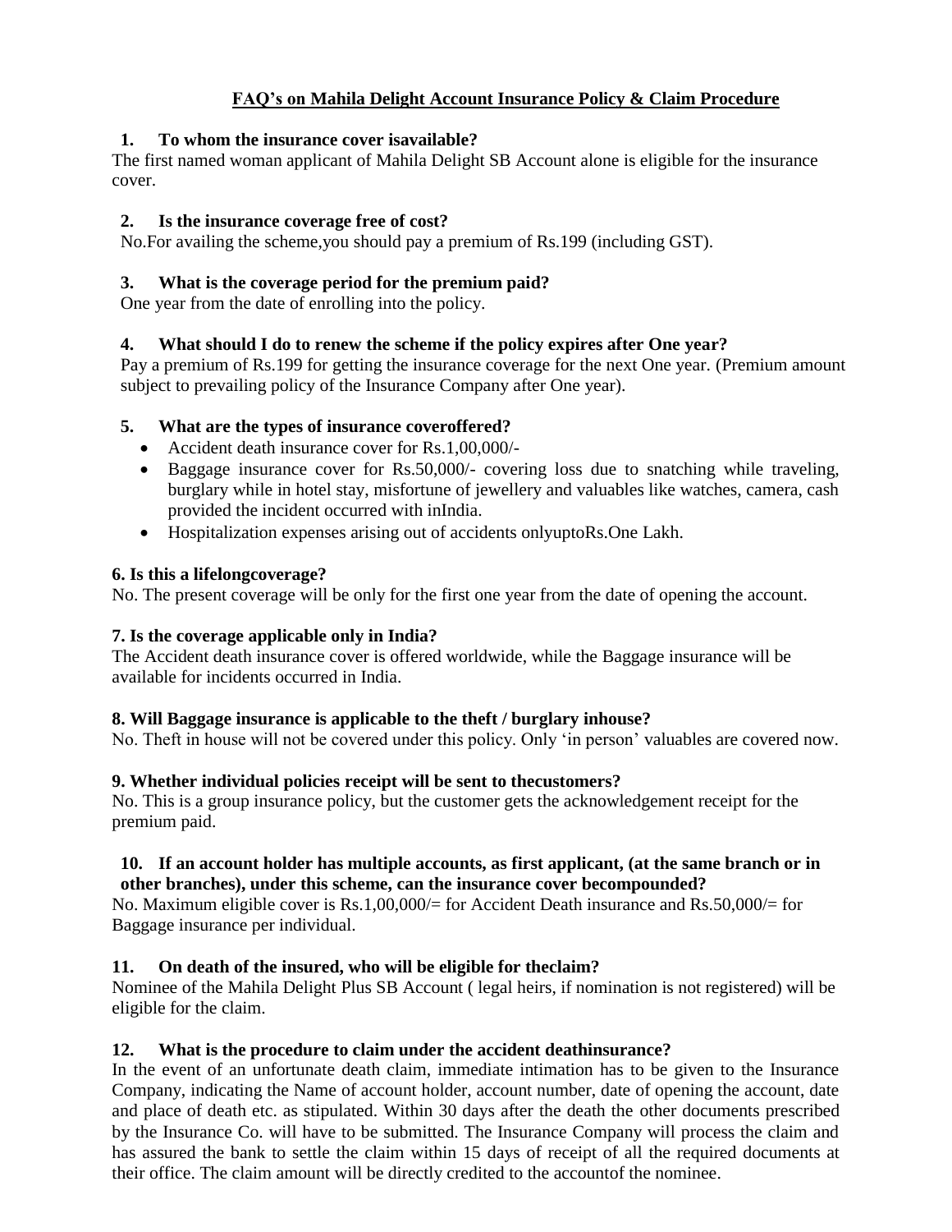# FAQ's on Mahila Delight Account Insurance Policy & Claim Procedure

**1. To whom the insurance cover isavailable?**

The first named woman applicant of Mahila Delight SB Account alone is eligible for the insurance cover.

**2. Is the insurance coverage free of cost?**

No.For availing the scheme,you should pay a premium of Rs.199 (including GST).

**3. What is the coverage period for the premium paid?**

One year from the date of enrolling into the policy.

**4. What should I do to renew the scheme if the policy expires after One year?**

Pay a premium of Rs.199 for getting the insurance coverage for the next One year. (Premium amount subject to prevailing policy of the Insurance Company after One year).

**5. What are the types of insurance coveroffered?**

- Accident death insurance cover for Rs.1,00,000/-
- Baggage insurance cover for Rs.50,000/- covering loss due to snatching while traveling, burglary while in hotel stay, misfortune of jewellery and valuables like watches, camera, cash provided the incident occurred with inIndia.
- Hospitalization expenses arising out of accidents onlyuptoRs.One Lakh.

**6. Is this a lifelongcoverage?**

No. The present coverage will be only for the first one year from the date of opening the account.

**7. Is the coverage applicable only in India?**

The Accident death insurance cover is offered worldwide, while the Baggage insurance will be available for incidents occurred in India.

**8. Will Baggage insurance is applicable to the theft / burglary inhouse?**

No. Theft in house will not be covered under this policy. Only 'in person' valuables are covered now.

**9. Whether individual policies receipt will be sent to thecustomers?**

No. This is a group insurance policy, but the customer gets the acknowledgement receipt for the premium paid.

**10. If an account holder has multiple accounts, as first applicant, (at the same branch or in other branches), under this scheme, can the insurance cover becompounded?**

No. Maximum eligible cover is Rs.1,00,000/= for Accident Death insurance and Rs.50,000/= for Baggage insurance per individual.

**11. On death of the insured, who will be eligible for theclaim?**

Nominee of the Mahila Delight Plus SB Account ( legal heirs, if nomination is not registered) will be eligible for the claim.

**12. What is the procedure to claim under the accident deathinsurance?**

In the event of an unfortunate death claim, immediate intimation has to be given to the Insurance Company, indicating the Name of account holder, account number, date of opening the account, date and place of death etc. as stipulated. Within 30 days after the death the other documents prescribed by the Insurance Co. will have to be submitted. The Insurance Company will process the claim and has assured the bank to settle the claim within 15 days of receipt of all the required documents at their office. The claim amount will be directly credited to the accountof the nominee.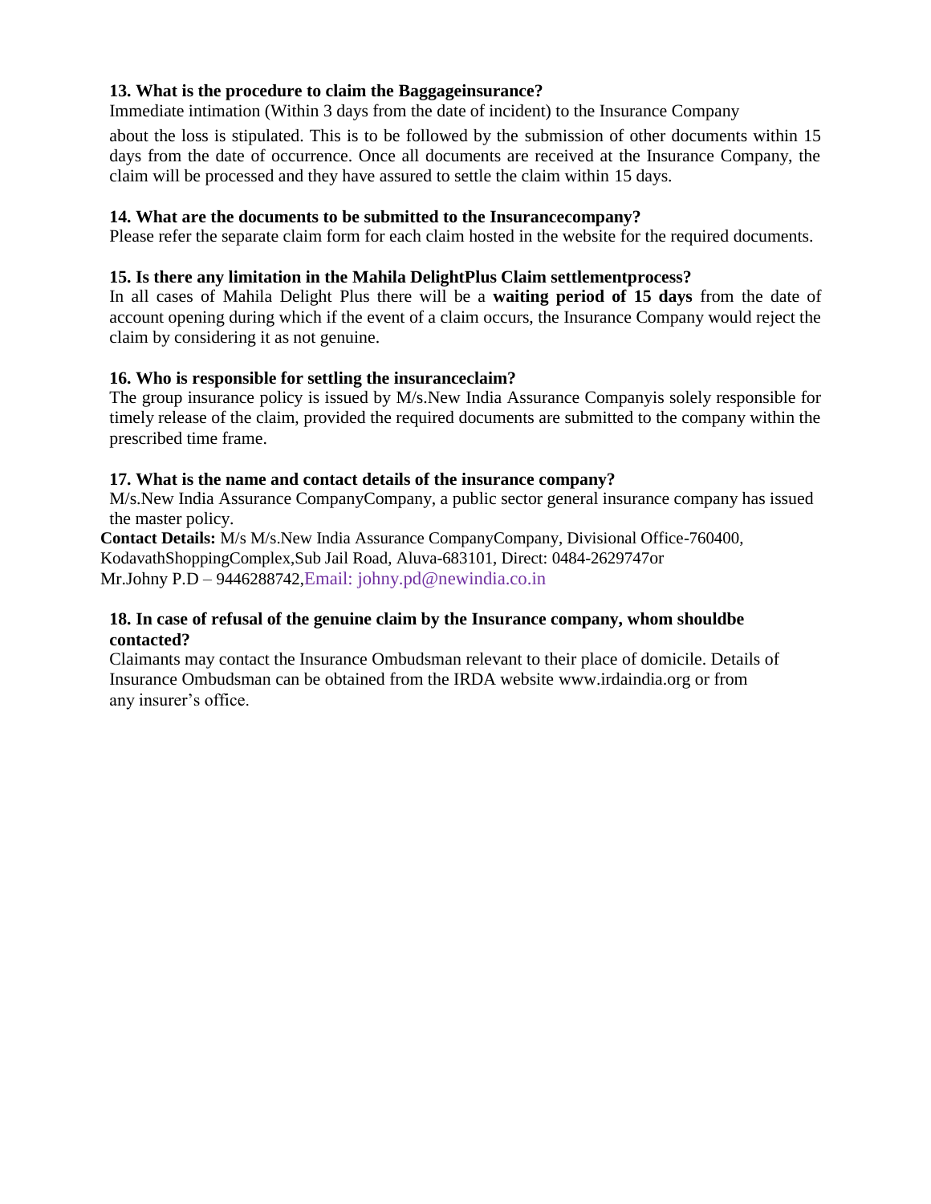**13. What is the procedure to claim the Baggageinsurance?**

Immediate intimation (Within 3 days from the date of incident) to the Insurance Company about the loss is stipulated. This is to be followed by the submission of other documents within 15 days from the date of occurrence. Once all documents are received at the Insurance Company, the claim will be processed and they have assured to settle the claim within 15 days.

**14. What are the documents to be submitted to the Insurancecompany?**

Please refer the separate claim form for each claim hosted in the website for the required documents.

**15. Is there any limitation in the Mahila DelightPlus Claim settlementprocess?**

In all cases of Mahila Delight Plus there will be a **waiting period of 15 days** from the date of account opening during which if the event of a claim occurs, the Insurance Company would reject the claim by considering it as not genuine.

**16. Who is responsible for settling the insuranceclaim?**

The group insurance policy is issued by M/s.New India Assurance Companyis solely responsible for timely release of the claim, provided the required documents are submitted to the company within the prescribed time frame.

**17. What is the name and contact details of the insurance company?**

M/s.New India Assurance CompanyCompany, a public sector general insurance company has issued the master policy.

**Contact Details:** M/s M/s.New India Assurance CompanyCompany, Divisional Office-760400, KodavathShoppingComplex,Sub Jail Road, Aluva-683101, Direct: 0484-2629747or Mr.Johny P.D – 9446288742,Email: johny.pd@newindia.co.in

**18. In case of refusal of the genuine claim by the Insurance company, whom shouldbe contacted?**

Claimants may contact the Insurance Ombudsman relevant to their place of domicile. Details of Insurance Ombudsman can be obtained from the IRDA website www.irdaindia.org or from any insurer's office.